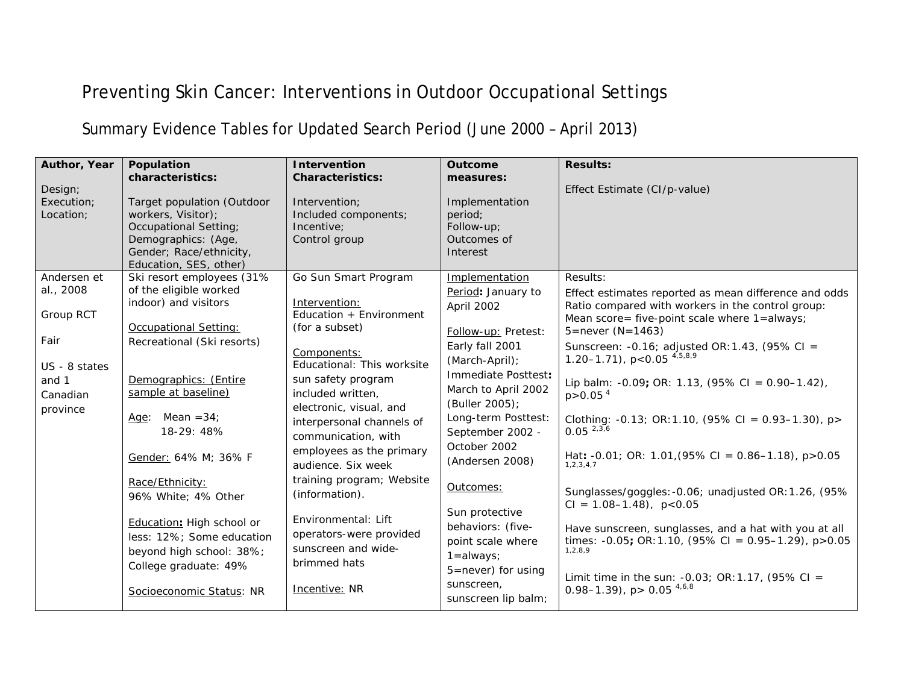# Preventing Skin Cancer: Interventions in Outdoor Occupational Settings

## Summary Evidence Tables for Updated Search Period (June 2000 – April 2013)

| **Author, Year**<br><br>Design;<br>Execution;<br>Location; | **Population characteristics:**<br><br>Target population (Outdoor workers, Visitor);<br>Occupational Setting;<br>Demographics: (Age, Gender; Race/ethnicity, Education, SES, other) | **Intervention Characteristics:**<br><br>Intervention;<br>Included components;<br>Incentive;<br>Control group | **Outcome measures:**<br><br>Implementation period;<br>Follow-up;<br>Outcomes of Interest | **Results:**<br><br>Effect Estimate (CI/p-value) |
|---|---|---|---|---|
| Andersen et al., 2008<br><br>Group RCT<br><br>Fair<br><br>US - 8 states and 1 Canadian province | Ski resort employees (31% of the eligible worked indoor) and visitors<br><br>Occupational Setting:<br>Recreational (Ski resorts)<br><br>Demographics: (Entire sample at baseline)<br><br>Age: Mean =34;<br>18-29: 48%<br><br>Gender: 64% M; 36% F<br><br>Race/Ethnicity:<br>96% White; 4% Other<br><br>Education: High school or less: 12%; Some education beyond high school: 38%; College graduate: 49%<br><br>Socioeconomic Status: NR | Go Sun Smart Program<br><br>Intervention:<br>Education + Environment (for a subset)<br><br>Components:<br>Educational: This worksite sun safety program included written, electronic, visual, and interpersonal channels of communication, with employees as the primary audience. Six week training program; Website (information).<br><br>Environmental: Lift operators-were provided sunscreen and wide-brimmed hats<br><br>Incentive: NR | Implementation Period: January to April 2002<br><br>Follow-up: Pretest: Early fall 2001 (March-April);<br>Immediate Posttest: March to April 2002 (Buller 2005);<br>Long-term Posttest: September 2002 - October 2002 (Andersen 2008)<br><br>Outcomes:<br><br>Sun protective behaviors: (five-point scale where 1=always; 5=never) for using sunscreen, sunscreen lip balm; | Results:<br><br>Effect estimates reported as mean difference and odds Ratio compared with workers in the control group: Mean score= five-point scale where 1=always; 5=never (N=1463)<br><br>Sunscreen: -0.16; adjusted OR:1.43, (95% CI = 1.20–1.71), $p<0.05$ [4,5,8,9]<br><br>Lip balm: -0.09; OR: 1.13, (95% CI = 0.90–1.42), $p>0.05$ [4]<br><br>Clothing: -0.13; OR:1.10, (95% CI = 0.93–1.30), $p>0.05$ [2,3,6]<br><br>Hat: -0.01; OR: 1.01,(95% CI = 0.86–1.18), $p>0.05$ [1,2,3,4,7]<br><br>Sunglasses/goggles:-0.06; unadjusted OR:1.26, (95% CI = 1.08–1.48), $p<0.05$<br><br>Have sunscreen, sunglasses, and a hat with you at all times: -0.05; OR:1.10, (95% CI = 0.95–1.29), $p>0.05$ [1,2,8,9]<br><br>Limit time in the sun: -0.03; OR:1.17, (95% CI = 0.98–1.39), $p>0.05$ [4,6,8] |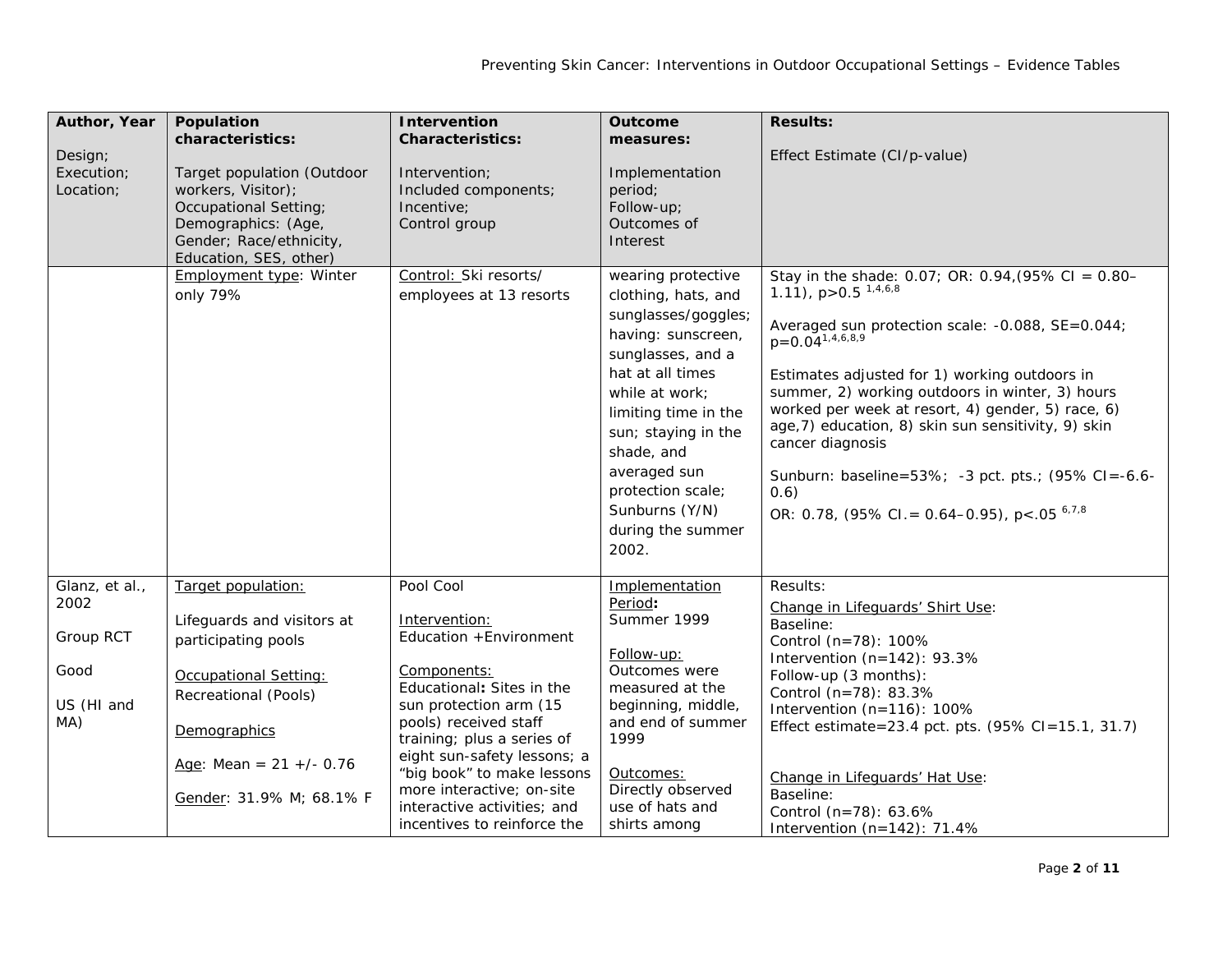| Author, Year<br><br>Design;<br>Execution;<br>Location; | Population characteristics:<br><br>Target population (Outdoor workers, Visitor);<br>Occupational Setting;<br>Demographics: (Age, Gender; Race/ethnicity, Education, SES, other) | Intervention Characteristics:<br><br>Intervention;<br>Included components;<br>Incentive;<br>Control group | Outcome measures:<br><br>Implementation period;<br>Follow-up;<br>Outcomes of Interest | Results:<br><br>Effect Estimate (CI/p-value) |
|---|---|---|---|---|
| | Employment type: Winter only 79% | Control: Ski resorts/ employees at 13 resorts | wearing protective clothing, hats, and sunglasses/goggles; having: sunscreen, sunglasses, and a hat at all times while at work; limiting time in the sun; staying in the shade, and averaged sun protection scale; Sunburns (Y/N) during the summer 2002. | Stay in the shade: 0.07; OR: 0.94,(95% CI = 0.80–1.11), $p>0.5$ [1,4,6,8]<br><br>Averaged sun protection scale: -0.088, SE=0.044; $p=0.04$[1,4,6,8,9]<br><br>Estimates adjusted for 1) working outdoors in summer, 2) working outdoors in winter, 3) hours worked per week at resort, 4) gender, 5) race, 6) age,7) education, 8) skin sun sensitivity, 9) skin cancer diagnosis<br><br>Sunburn: baseline=53%; -3 pct. pts.; (95% CI=-6.6-0.6)<br>OR: 0.78, (95% CI.= 0.64–0.95), $p<.05$ [6,7,8] |
| Glanz, et al., 2002<br><br>Group RCT<br><br>Good<br><br>US (HI and MA) | Target population:<br><br>Lifeguards and visitors at participating pools<br><br>Occupational Setting:<br>Recreational (Pools)<br><br>Demographics<br><br>Age: Mean = 21 +/- 0.76<br><br>Gender: 31.9% M; 68.1% F | Pool Cool<br><br>Intervention:<br>Education +Environment<br><br>Components:<br>Educational**:** Sites in the sun protection arm (15 pools) received staff training; plus a series of eight sun-safety lessons; a "big book" to make lessons more interactive; on-site interactive activities; and incentives to reinforce the | Implementation Period**:**<br>Summer 1999<br><br>Follow-up:<br>Outcomes were measured at the beginning, middle, and end of summer 1999<br><br>Outcomes:<br>Directly observed use of hats and shirts among | Results:<br>Change in Lifeguards' Shirt Use:<br>Baseline:<br>Control (n=78): 100%<br>Intervention (n=142): 93.3%<br>Follow-up (3 months):<br>Control (n=78): 83.3%<br>Intervention (n=116): 100%<br>Effect estimate=23.4 pct. pts. (95% CI=15.1, 31.7)<br><br>Change in Lifeguards' Hat Use:<br>Baseline:<br>Control (n=78): 63.6%<br>Intervention (n=142): 71.4% |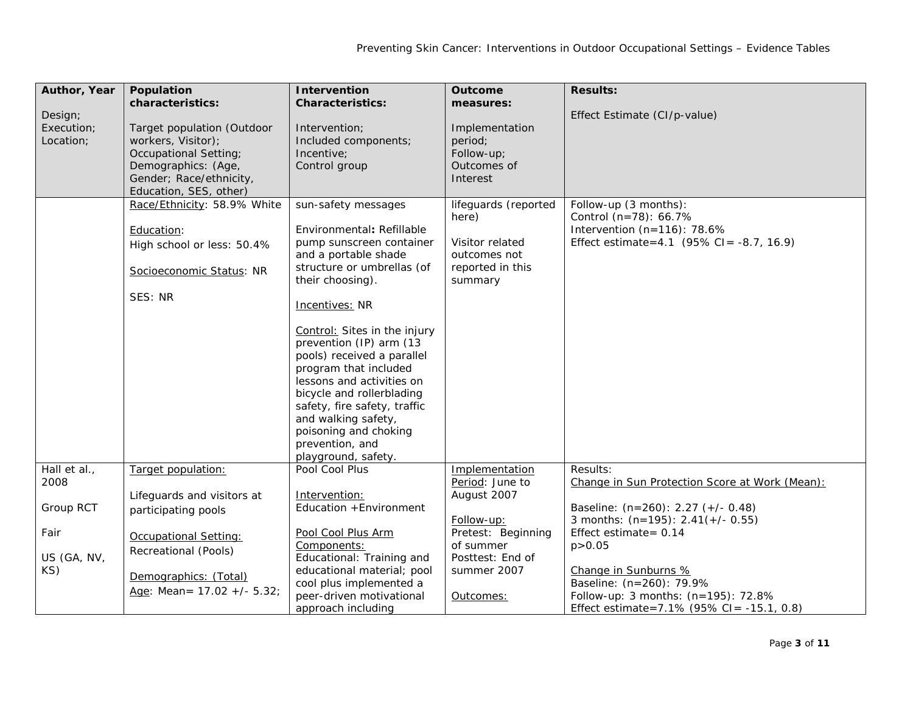| Author, Year<br><br>Design;<br>Execution;<br>Location; | Population characteristics:<br><br>Target population (Outdoor workers, Visitor);<br>Occupational Setting;<br>Demographics: (Age, Gender; Race/ethnicity, Education, SES, other) | Intervention Characteristics:<br><br>Intervention;<br>Included components;<br>Incentive;<br>Control group | Outcome measures:<br><br>Implementation period;<br>Follow-up;<br>Outcomes of Interest | Results:<br><br>Effect Estimate (CI/p-value) |
|---|---|---|---|---|
| | Race/Ethnicity: 58.9% White<br><br>Education:<br>High school or less: 50.4%<br><br>Socioeconomic Status: NR<br><br>SES: NR | sun-safety messages<br><br>Environmental: Refillable pump sunscreen container and a portable shade structure or umbrellas (of their choosing).<br><br>Incentives: NR<br><br>Control: Sites in the injury prevention (IP) arm (13 pools) received a parallel program that included lessons and activities on bicycle and rollerblading safety, fire safety, traffic and walking safety, poisoning and choking prevention, and playground, safety. | lifeguards (reported here)<br><br>Visitor related outcomes not reported in this summary | Follow-up (3 months):<br>Control (n=78): 66.7%<br>Intervention (n=116): 78.6%<br>Effect estimate=4.1 (95% CI= -8.7, 16.9) |
| Hall et al., 2008<br><br>Group RCT<br><br>Fair<br><br>US (GA, NV, KS) | Target population:<br><br>Lifeguards and visitors at participating pools<br><br>Occupational Setting:<br>Recreational (Pools)<br><br>Demographics: (Total)<br>Age: Mean= 17.02 +/- 5.32; | Pool Cool Plus<br><br>Intervention:<br>Education +Environment<br><br>Pool Cool Plus Arm Components:<br>Educational: Training and educational material; pool cool plus implemented a peer-driven motivational approach including | Implementation Period: June to August 2007<br><br>Follow-up:<br>Pretest: Beginning of summer<br>Posttest: End of summer 2007<br><br>Outcomes: | Results:<br>Change in Sun Protection Score at Work (Mean):<br><br>Baseline: (n=260): 2.27 (+/- 0.48)<br>3 months: (n=195): 2.41(+/- 0.55)<br>Effect estimate= 0.14<br>p>0.05<br><br>Change in Sunburns %<br>Baseline: (n=260): 79.9%<br>Follow-up: 3 months: (n=195): 72.8%<br>Effect estimate=7.1% (95% CI= -15.1, 0.8) |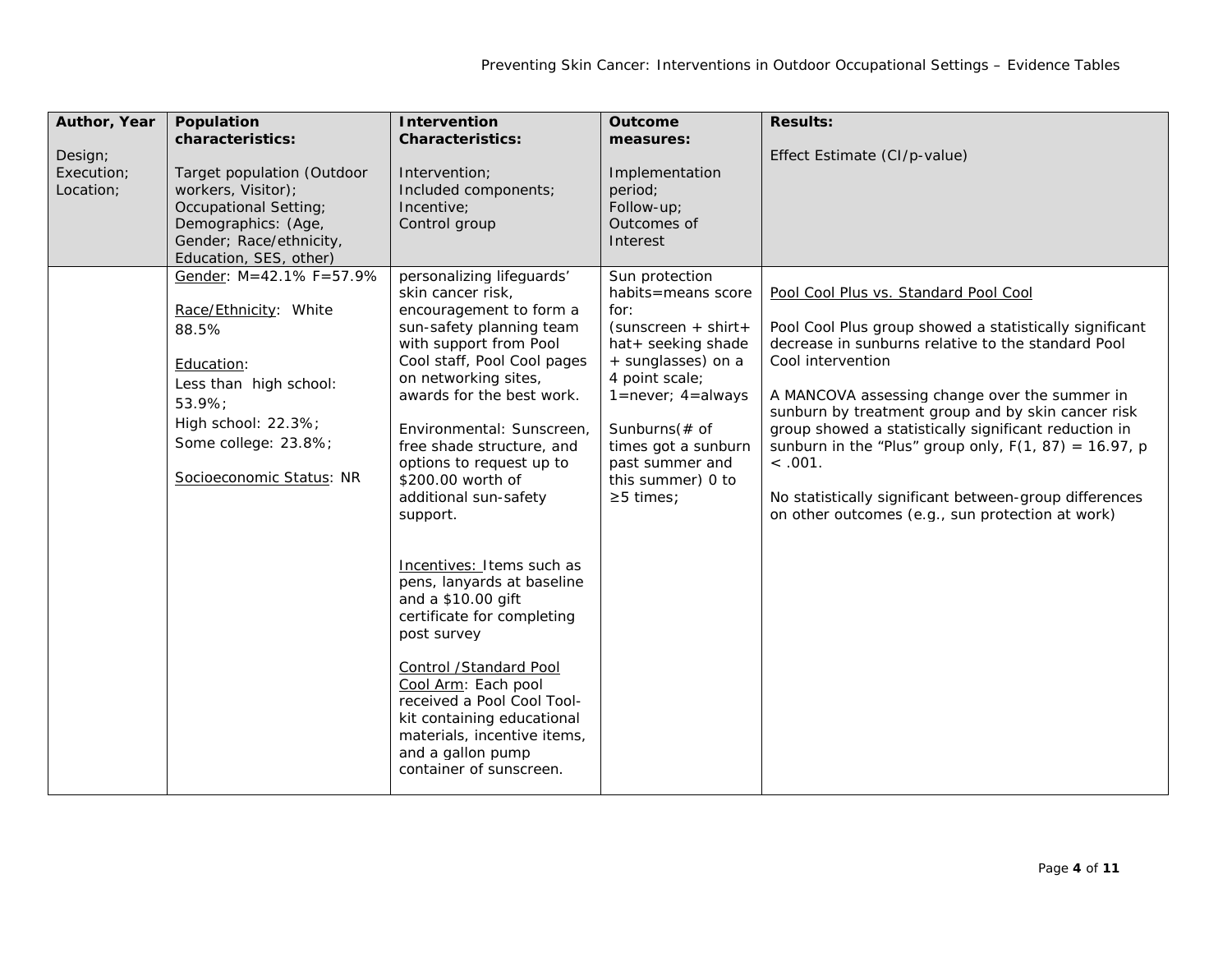| Author, Year<br><br>Design;<br>Execution;<br>Location; | Population characteristics:<br><br>Target population (Outdoor workers, Visitor);<br>Occupational Setting;<br>Demographics: (Age, Gender; Race/ethnicity, Education, SES, other) | Intervention Characteristics:<br><br>Intervention;<br>Included components;<br>Incentive;<br>Control group | Outcome measures:<br><br>Implementation period;<br>Follow-up;<br>Outcomes of Interest | Results:<br><br>Effect Estimate (CI/p-value) |
|---|---|---|---|---|
| | Gender: M=42.1% F=57.9%<br><br>Race/Ethnicity: White 88.5%<br><br>Education:<br>Less than high school: 53.9%;<br>High school: 22.3%;<br>Some college: 23.8%;<br><br>Socioeconomic Status: NR | personalizing lifeguards' skin cancer risk, encouragement to form a sun-safety planning team with support from Pool Cool staff, Pool Cool pages on networking sites, awards for the best work.<br><br>Environmental: Sunscreen, free shade structure, and options to request up to $200.00 worth of additional sun-safety support.<br><br>Incentives: Items such as pens, lanyards at baseline and a $10.00 gift certificate for completing post survey<br><br>Control /Standard Pool Cool Arm: Each pool received a Pool Cool Tool-kit containing educational materials, incentive items, and a gallon pump container of sunscreen. | Sun protection habits=means score for:<br>(sunscreen + shirt+ hat+ seeking shade + sunglasses) on a 4 point scale;<br>1=never; 4=always<br><br>Sunburns(# of times got a sunburn past summer and this summer) 0 to ≥5 times; | Pool Cool Plus vs. Standard Pool Cool<br><br>Pool Cool Plus group showed a statistically significant decrease in sunburns relative to the standard Pool Cool intervention<br><br>A MANCOVA assessing change over the summer in sunburn by treatment group and by skin cancer risk group showed a statistically significant reduction in sunburn in the "Plus" group only, $F(1, 87) = 16.97$, $p < .001$.<br><br>No statistically significant between-group differences on other outcomes (e.g., sun protection at work) |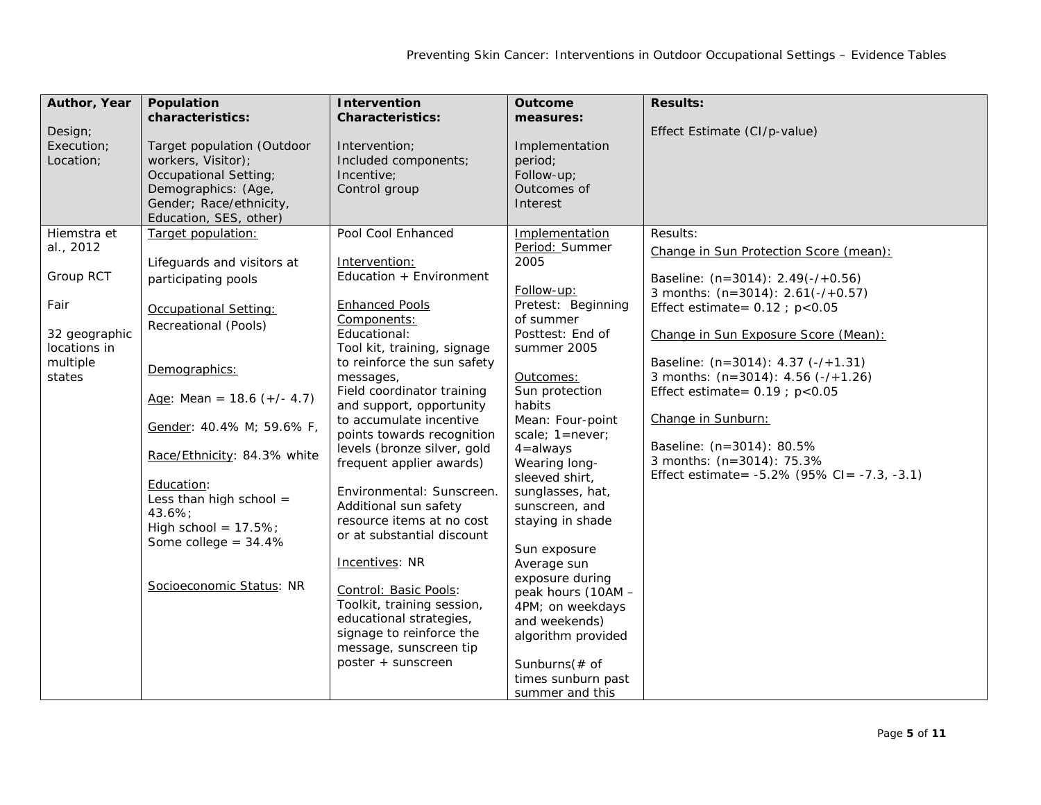| Author, Year<br><br>Design;<br>Execution;<br>Location; | Population characteristics:<br><br>Target population (Outdoor workers, Visitor);<br>Occupational Setting;<br>Demographics: (Age, Gender; Race/ethnicity, Education, SES, other) | Intervention Characteristics:<br><br>Intervention;<br>Included components;<br>Incentive;<br>Control group | Outcome measures:<br><br>Implementation period;<br>Follow-up;<br>Outcomes of Interest | Results:<br><br>Effect Estimate (CI/p-value) |
|---|---|---|---|---|
| Hiemstra et al., 2012<br><br>Group RCT<br><br>Fair<br><br>32 geographic locations in multiple states | Target population:<br><br>Lifeguards and visitors at participating pools<br><br>Occupational Setting:<br>Recreational (Pools)<br><br>Demographics:<br><br>Age: Mean = 18.6 (+/- 4.7)<br><br>Gender: 40.4% M; 59.6% F,<br><br>Race/Ethnicity: 84.3% white<br><br>Education:<br>Less than high school = 43.6%;<br>High school = 17.5%;<br>Some college = 34.4%<br><br>Socioeconomic Status: NR | Pool Cool Enhanced<br><br>Intervention:<br>Education + Environment<br><br>Enhanced Pools Components:<br>Educational:<br>Tool kit, training, signage to reinforce the sun safety messages,<br>Field coordinator training and support, opportunity to accumulate incentive points towards recognition levels (bronze silver, gold frequent applier awards)<br><br>Environmental: Sunscreen. Additional sun safety resource items at no cost or at substantial discount<br><br>Incentives: NR<br><br>Control: Basic Pools:<br>Toolkit, training session, educational strategies, signage to reinforce the message, sunscreen tip poster + sunscreen | Implementation Period: Summer 2005<br><br>Follow-up:<br>Pretest: Beginning of summer<br>Posttest: End of summer 2005<br><br>Outcomes:<br>Sun protection habits<br>Mean: Four-point scale; 1=never; 4=always<br>Wearing long-sleeved shirt, sunglasses, hat, sunscreen, and staying in shade<br><br>Sun exposure<br>Average sun exposure during peak hours (10AM – 4PM; on weekdays and weekends) algorithm provided<br><br>Sunburns(# of times sunburn past summer and this | Results:<br><br>Change in Sun Protection Score (mean):<br><br>Baseline: (n=3014): 2.49(-/+0.56)<br>3 months: (n=3014): 2.61(-/+0.57)<br>Effect estimate= 0.12 ; p<0.05<br><br>Change in Sun Exposure Score (Mean):<br><br>Baseline: (n=3014): 4.37 (-/+1.31)<br>3 months: (n=3014): 4.56 (-/+1.26)<br>Effect estimate= 0.19 ; p<0.05<br><br>Change in Sunburn:<br><br>Baseline: (n=3014): 80.5%<br>3 months: (n=3014): 75.3%<br>Effect estimate= -5.2% (95% CI= -7.3, -3.1) |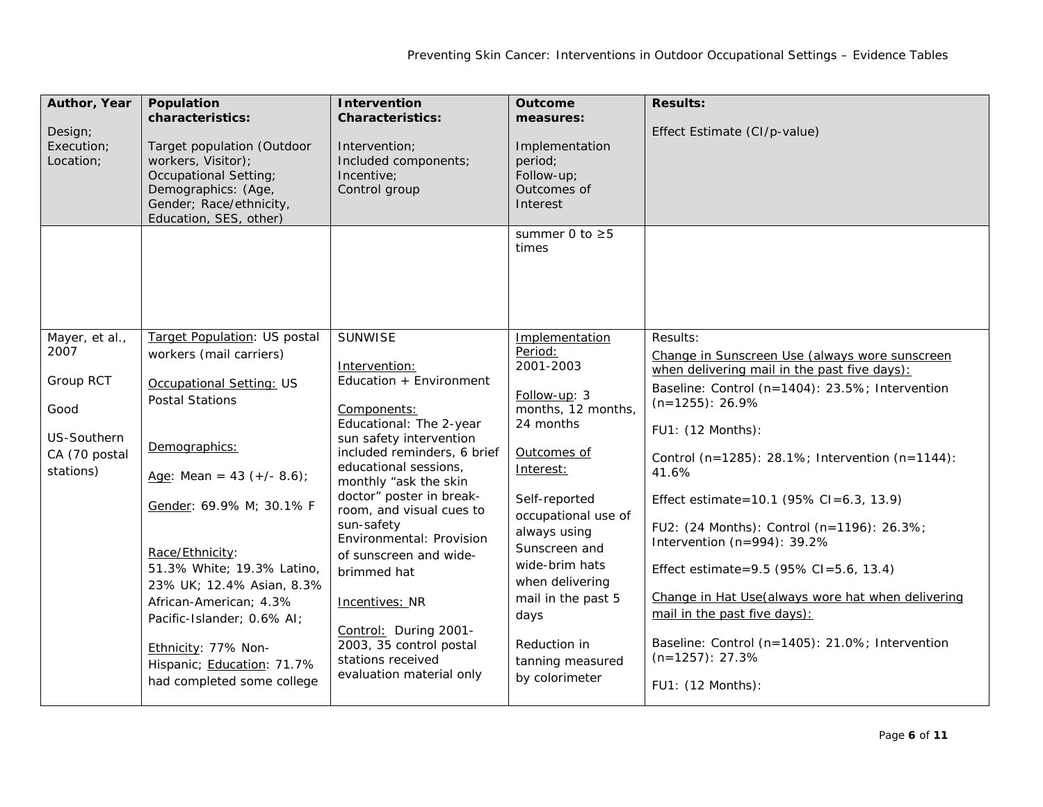| Author, Year<br><br>Design;<br>Execution;<br>Location; | Population characteristics:<br><br>Target population (Outdoor workers, Visitor);<br>Occupational Setting;<br>Demographics: (Age, Gender; Race/ethnicity, Education, SES, other) | Intervention Characteristics:<br><br>Intervention;<br>Included components;<br>Incentive;<br>Control group | Outcome measures:<br><br>Implementation period;<br>Follow-up;<br>Outcomes of Interest | Results:<br><br>Effect Estimate (CI/p-value) |
|---|---|---|---|---|
| | | | summer 0 to ≥5 times | |
| Mayer, et al., 2007<br><br>Group RCT<br><br>Good<br><br>US-Southern CA (70 postal stations) | Target Population: US postal workers (mail carriers)<br><br>Occupational Setting: US Postal Stations<br><br>Demographics:<br><br>Age: Mean = 43 (+/- 8.6);<br><br>Gender: 69.9% M; 30.1% F<br><br>Race/Ethnicity:<br>51.3% White; 19.3% Latino, 23% UK; 12.4% Asian, 8.3% African-American; 4.3% Pacific-Islander; 0.6% AI;<br><br>Ethnicity: 77% Non-Hispanic; Education: 71.7% had completed some college | SUNWISE<br><br>Intervention:<br>Education + Environment<br><br>Components:<br>Educational: The 2-year sun safety intervention included reminders, 6 brief educational sessions, monthly "ask the skin doctor" poster in break-room, and visual cues to sun-safety<br>Environmental: Provision of sunscreen and wide-brimmed hat<br><br>Incentives: NR<br><br>Control: During 2001-2003, 35 control postal stations received evaluation material only | Implementation Period:<br>2001-2003<br><br>Follow-up: 3 months, 12 months, 24 months<br><br>Outcomes of Interest:<br><br>Self-reported occupational use of always using Sunscreen and wide-brim hats when delivering mail in the past 5 days<br><br>Reduction in tanning measured by colorimeter | Results:<br>Change in Sunscreen Use (always wore sunscreen when delivering mail in the past five days):<br>Baseline: Control (n=1404): 23.5%; Intervention (n=1255): 26.9%<br><br>FU1: (12 Months):<br><br>Control (n=1285): 28.1%; Intervention (n=1144): 41.6%<br><br>Effect estimate=10.1 (95% CI=6.3, 13.9)<br><br>FU2: (24 Months): Control (n=1196): 26.3%; Intervention (n=994): 39.2%<br><br>Effect estimate=9.5 (95% CI=5.6, 13.4)<br><br>Change in Hat Use(always wore hat when delivering mail in the past five days):<br><br>Baseline: Control (n=1405): 21.0%; Intervention (n=1257): 27.3%<br><br>FU1: (12 Months): |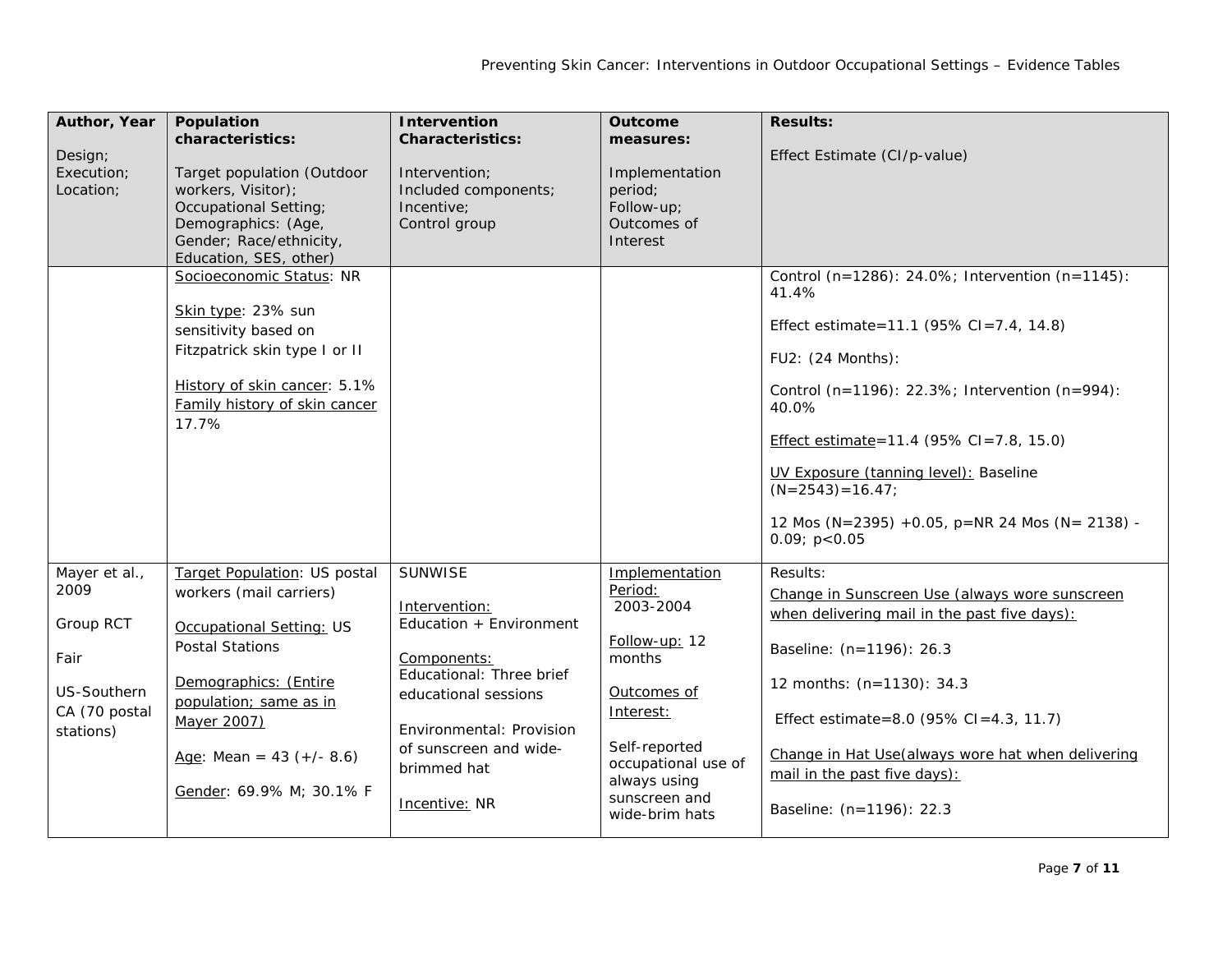| Author, Year<br><br>Design;<br>Execution;<br>Location; | Population characteristics:<br><br>Target population (Outdoor workers, Visitor);<br>Occupational Setting;<br>Demographics: (Age, Gender; Race/ethnicity, Education, SES, other) | Intervention Characteristics:<br><br>Intervention;<br>Included components;<br>Incentive;<br>Control group | Outcome measures:<br><br>Implementation period;<br>Follow-up;<br>Outcomes of Interest | Results:<br><br>Effect Estimate (CI/p-value) |
|---|---|---|---|---|
| | Socioeconomic Status: NR<br><br>Skin type: 23% sun sensitivity based on Fitzpatrick skin type I or II<br><br>History of skin cancer: 5.1%<br>Family history of skin cancer 17.7% | | | Control (n=1286): 24.0%; Intervention (n=1145): 41.4%<br><br>Effect estimate=11.1 (95% CI=7.4, 14.8)<br><br>FU2: (24 Months):<br><br>Control (n=1196): 22.3%; Intervention (n=994): 40.0%<br><br>Effect estimate=11.4 (95% CI=7.8, 15.0)<br><br>UV Exposure (tanning level): Baseline (N=2543)=16.47;<br><br>12 Mos (N=2395) +0.05, p=NR 24 Mos (N= 2138) -0.09; $p<0.05$ |
| Mayer et al., 2009<br><br>Group RCT<br><br>Fair<br><br>US-Southern CA (70 postal stations) | Target Population: US postal workers (mail carriers)<br><br>Occupational Setting: US Postal Stations<br><br>Demographics: (Entire population; same as in Mayer 2007)<br><br>Age: Mean = 43 (+/- 8.6)<br><br>Gender: 69.9% M; 30.1% F | SUNWISE<br><br>Intervention:<br>Education + Environment<br><br>Components:<br>Educational: Three brief educational sessions<br><br>Environmental: Provision of sunscreen and wide-brimmed hat<br><br>Incentive: NR | Implementation Period:<br>2003-2004<br><br>Follow-up: 12 months<br><br>Outcomes of Interest:<br><br>Self-reported occupational use of always using sunscreen and wide-brim hats | Results:<br>Change in Sunscreen Use (always wore sunscreen when delivering mail in the past five days):<br><br>Baseline: (n=1196): 26.3<br><br>12 months: (n=1130): 34.3<br><br>Effect estimate=8.0 (95% CI=4.3, 11.7)<br><br>Change in Hat Use(always wore hat when delivering mail in the past five days):<br><br>Baseline: (n=1196): 22.3 |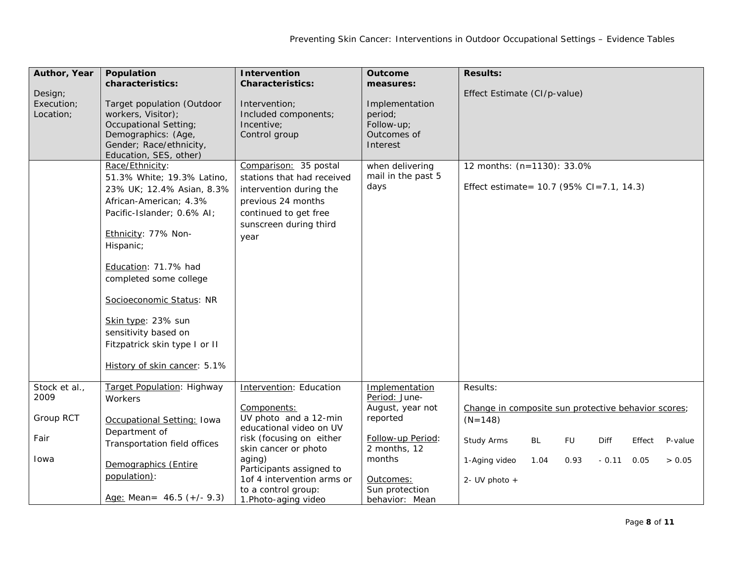| Author, Year<br><br>Design;<br>Execution;<br>Location; | Population characteristics:<br><br>Target population (Outdoor workers, Visitor);<br>Occupational Setting;<br>Demographics: (Age, Gender; Race/ethnicity, Education, SES, other) | Intervention Characteristics:<br><br>Intervention;<br>Included components;<br>Incentive;<br>Control group | Outcome measures:<br><br>Implementation period;<br>Follow-up;<br>Outcomes of Interest | Results:<br><br>Effect Estimate (CI/p-value) |
|---|---|---|---|---|
| | Race/Ethnicity:<br>51.3% White; 19.3% Latino, 23% UK; 12.4% Asian, 8.3% African-American; 4.3% Pacific-Islander; 0.6% AI;<br><br>Ethnicity: 77% Non-Hispanic;<br><br>Education: 71.7% had completed some college<br><br>Socioeconomic Status: NR<br><br>Skin type: 23% sun sensitivity based on Fitzpatrick skin type I or II<br><br>History of skin cancer: 5.1% | Comparison: 35 postal stations that had received intervention during the previous 24 months continued to get free sunscreen during third year | when delivering mail in the past 5 days | 12 months: (n=1130): 33.0%<br><br>Effect estimate= 10.7 (95% CI=7.1, 14.3) |
| Stock et al., 2009<br><br>Group RCT<br><br>Fair<br><br>Iowa | Target Population: Highway Workers<br><br>Occupational Setting: Iowa Department of Transportation field offices<br><br>Demographics (Entire population):<br><br>Age: Mean= 46.5 (+/- 9.3) | Intervention: Education<br><br>Components:<br>UV photo and a 12-min educational video on UV risk (focusing on either skin cancer or photo aging)<br>Participants assigned to 1of 4 intervention arms or to a control group:<br>1.Photo-aging video | Implementation Period: June-August, year not reported<br><br>Follow-up Period: 2 months, 12 months<br><br>Outcomes:<br>Sun protection behavior: Mean | Results:<br><br>Change in composite sun protective behavior scores; (N=148)<br><br>Study Arms / BL / FU / Diff / Effect / P-value<br>1-Aging video / 1.04 / 0.93 / - 0.11 / 0.05 / > 0.05<br>2- UV photo + |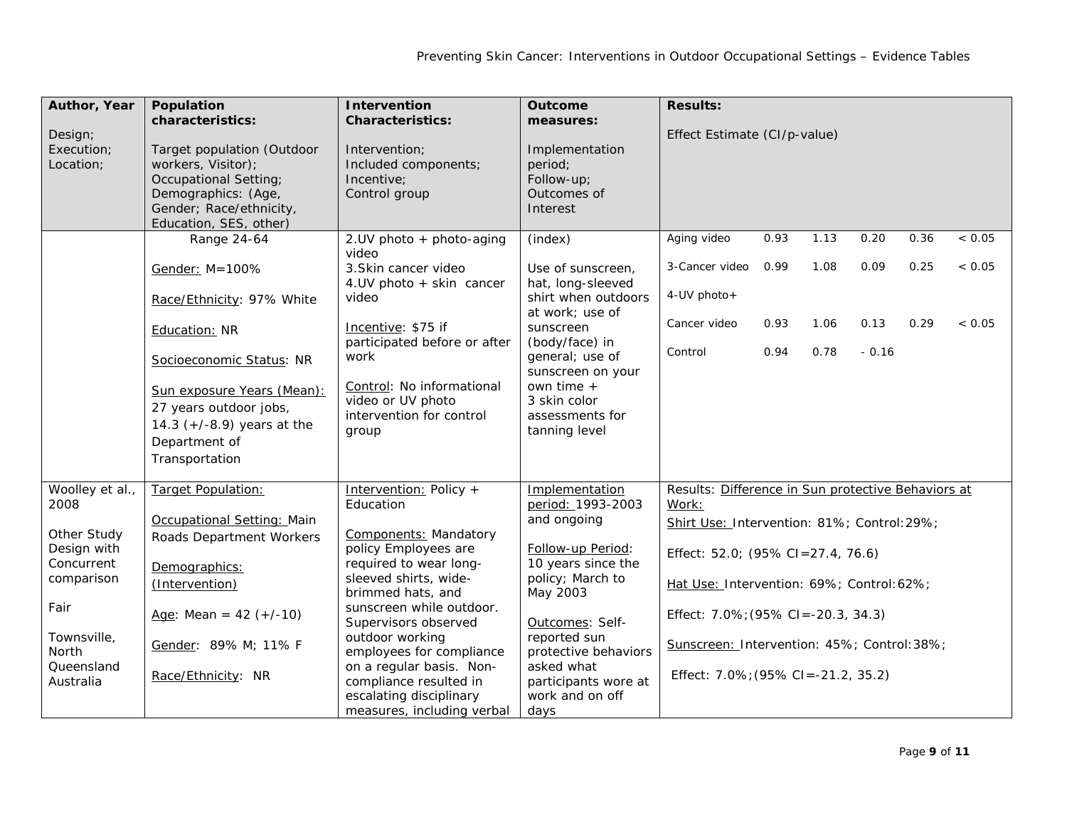| Author, Year<br><br>Design;<br>Execution;<br>Location; | Population characteristics:<br><br>Target population (Outdoor workers, Visitor);<br>Occupational Setting;<br>Demographics: (Age, Gender; Race/ethnicity, Education, SES, other) | Intervention Characteristics:<br><br>Intervention;<br>Included components;<br>Incentive;<br>Control group | Outcome measures:<br><br>Implementation period;<br>Follow-up;<br>Outcomes of Interest | Results:<br><br>Effect Estimate (CI/p-value) |
|---|---|---|---|---|
| | Range 24-64<br><br>Gender: M=100%<br><br>Race/Ethnicity: 97% White<br><br>Education: NR<br><br>Socioeconomic Status: NR<br><br>Sun exposure Years (Mean): 27 years outdoor jobs, 14.3 (+/-8.9) years at the Department of Transportation | 2.UV photo + photo-aging video<br>3.Skin cancer video<br>4.UV photo + skin cancer video<br><br>Incentive: $75 if participated before or after work<br><br>Control: No informational video or UV photo intervention for control group | (index)<br><br>Use of sunscreen, hat, long-sleeved shirt when outdoors at work; use of sunscreen (body/face) in general; use of sunscreen on your own time + 3 skin color assessments for tanning level | Aging video 0.93 1.13 0.20 0.36 < 0.05<br>3-Cancer video 0.99 1.08 0.09 0.25 < 0.05<br>4-UV photo+<br>Cancer video 0.93 1.06 0.13 0.29 < 0.05<br>Control 0.94 0.78 - 0.16 |
| Woolley et al., 2008<br><br>Other Study Design with Concurrent comparison<br><br>Fair<br><br>Townsville, North Queensland Australia | Target Population:<br><br>Occupational Setting: Main Roads Department Workers<br><br>Demographics: (Intervention)<br><br>Age: Mean = 42 (+/-10)<br><br>Gender: 89% M; 11% F<br><br>Race/Ethnicity: NR | Intervention: Policy + Education<br><br>Components: Mandatory policy Employees are required to wear long-sleeved shirts, wide-brimmed hats, and sunscreen while outdoor. Supervisors observed outdoor working employees for compliance on a regular basis. Non-compliance resulted in escalating disciplinary measures, including verbal | Implementation period: 1993-2003 and ongoing<br><br>Follow-up Period: 10 years since the policy; March to May 2003<br><br>Outcomes: Self-reported sun protective behaviors asked what participants wore at work and on off days | Results: Difference in Sun protective Behaviors at Work:<br>Shirt Use: Intervention: 81%; Control:29%;<br>Effect: 52.0; (95% CI=27.4, 76.6)<br>Hat Use: Intervention: 69%; Control:62%;<br>Effect: 7.0%;(95% CI=-20.3, 34.3)<br>Sunscreen: Intervention: 45%; Control:38%;<br>Effect: 7.0%;(95% CI=-21.2, 35.2) |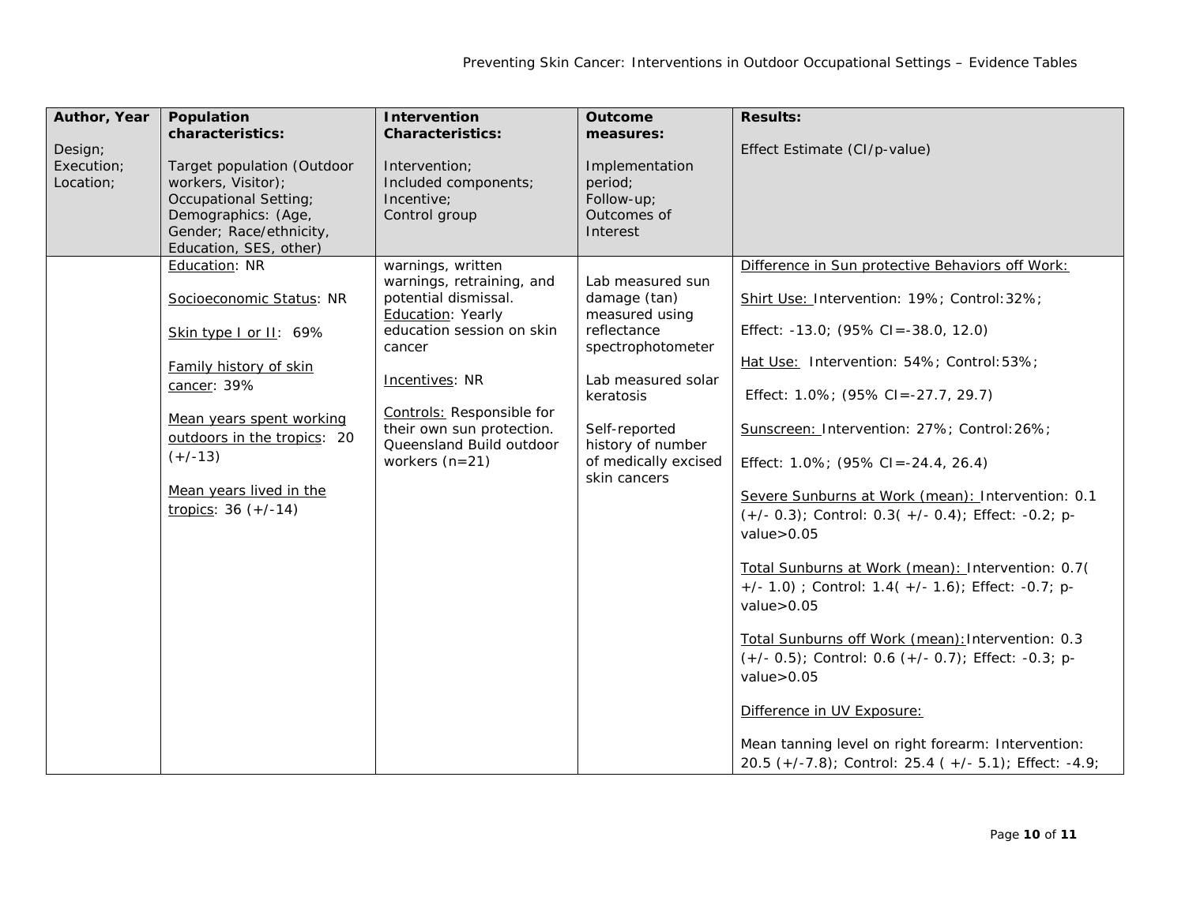| Author, Year<br><br>Design;<br>Execution;<br>Location; | Population characteristics:<br><br>Target population (Outdoor workers, Visitor);<br>Occupational Setting;<br>Demographics: (Age, Gender; Race/ethnicity, Education, SES, other) | Intervention Characteristics:<br><br>Intervention;<br>Included components;<br>Incentive;<br>Control group | Outcome measures:<br><br>Implementation period;<br>Follow-up;<br>Outcomes of Interest | Results:<br><br>Effect Estimate (CI/p-value) |
|---|---|---|---|---|
| | Education: NR<br><br>Socioeconomic Status: NR<br><br>Skin type I or II: 69%<br><br>Family history of skin cancer: 39%<br><br>Mean years spent working outdoors in the tropics: 20 (+/-13)<br><br>Mean years lived in the tropics: 36 (+/-14) | warnings, written warnings, retraining, and potential dismissal.<br>Education: Yearly education session on skin cancer<br><br>Incentives: NR<br><br>Controls: Responsible for their own sun protection. Queensland Build outdoor workers (n=21) | Lab measured sun damage (tan) measured using reflectance spectrophotometer<br><br>Lab measured solar keratosis<br><br>Self-reported history of number of medically excised skin cancers | Difference in Sun protective Behaviors off Work:<br><br>Shirt Use: Intervention: 19%; Control:32%;<br><br>Effect: -13.0; (95% CI=-38.0, 12.0)<br><br>Hat Use: Intervention: 54%; Control:53%;<br><br>Effect: 1.0%; (95% CI=-27.7, 29.7)<br><br>Sunscreen: Intervention: 27%; Control:26%;<br><br>Effect: 1.0%; (95% CI=-24.4, 26.4)<br><br>Severe Sunburns at Work (mean): Intervention: 0.1 (+/- 0.3); Control: 0.3( +/- 0.4); Effect: -0.2; p-value>0.05<br><br>Total Sunburns at Work (mean): Intervention: 0.7( +/- 1.0) ; Control: 1.4( +/- 1.6); Effect: -0.7; p-value>0.05<br><br>Total Sunburns off Work (mean):Intervention: 0.3 (+/- 0.5); Control: 0.6 (+/- 0.7); Effect: -0.3; p-value>0.05<br><br>Difference in UV Exposure:<br><br>Mean tanning level on right forearm: Intervention: 20.5 (+/-7.8); Control: 25.4 ( +/- 5.1); Effect: -4.9; |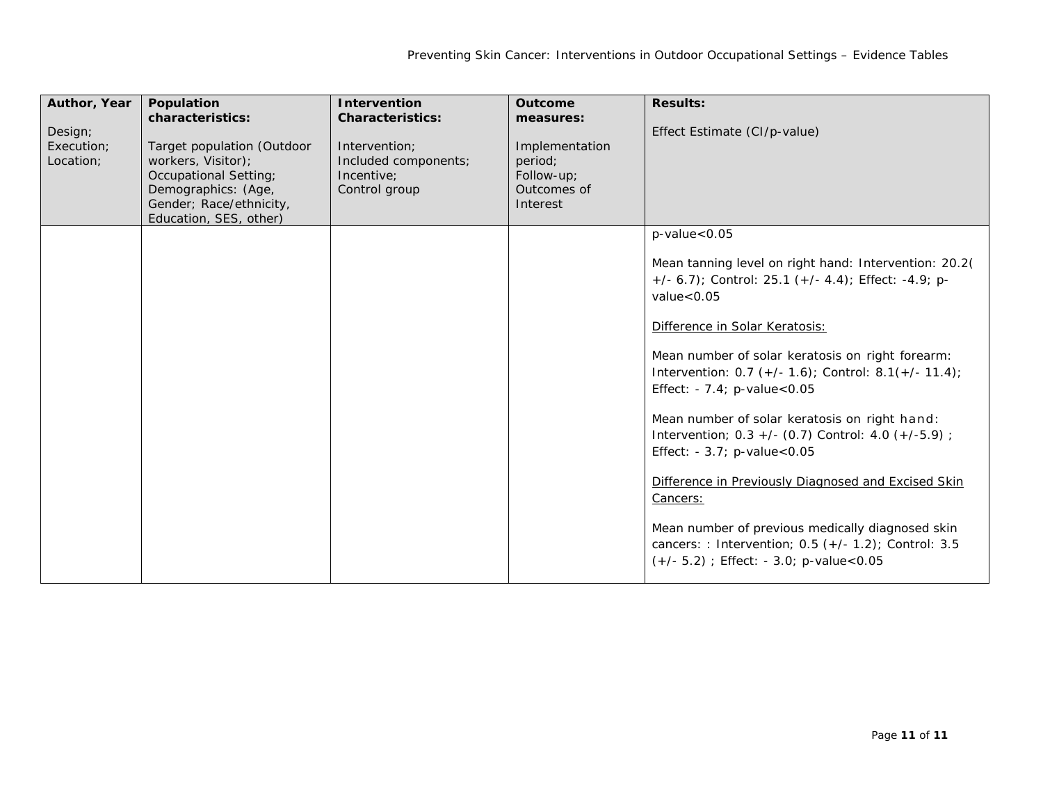| Author, Year<br><br>Design;<br>Execution;<br>Location; | Population characteristics:<br><br>Target population (Outdoor workers, Visitor);<br>Occupational Setting;<br>Demographics: (Age, Gender; Race/ethnicity, Education, SES, other) | Intervention Characteristics:<br><br>Intervention;<br>Included components;<br>Incentive;<br>Control group | Outcome measures:<br><br>Implementation period;<br>Follow-up;<br>Outcomes of Interest | Results:<br><br>Effect Estimate (CI/p-value) |
|---|---|---|---|---|
| | | | | p-value<0.05<br><br>Mean tanning level on right hand: Intervention: 20.2( +/- 6.7); Control: 25.1 (+/- 4.4); Effect: -4.9; p-value<0.05<br><br><u>Difference in Solar Keratosis:</u><br><br>Mean number of solar keratosis on right forearm: Intervention: 0.7 (+/- 1.6); Control: 8.1(+/- 11.4); Effect: - 7.4; p-value<0.05<br><br>Mean number of solar keratosis on right hand: Intervention; 0.3 +/- (0.7) Control: 4.0 (+/-5.9) ; Effect: - 3.7; p-value<0.05<br><br><u>Difference in Previously Diagnosed and Excised Skin Cancers:</u><br><br>Mean number of previous medically diagnosed skin cancers: : Intervention; 0.5 (+/- 1.2); Control: 3.5 (+/- 5.2) ; Effect: - 3.0; p-value<0.05 |